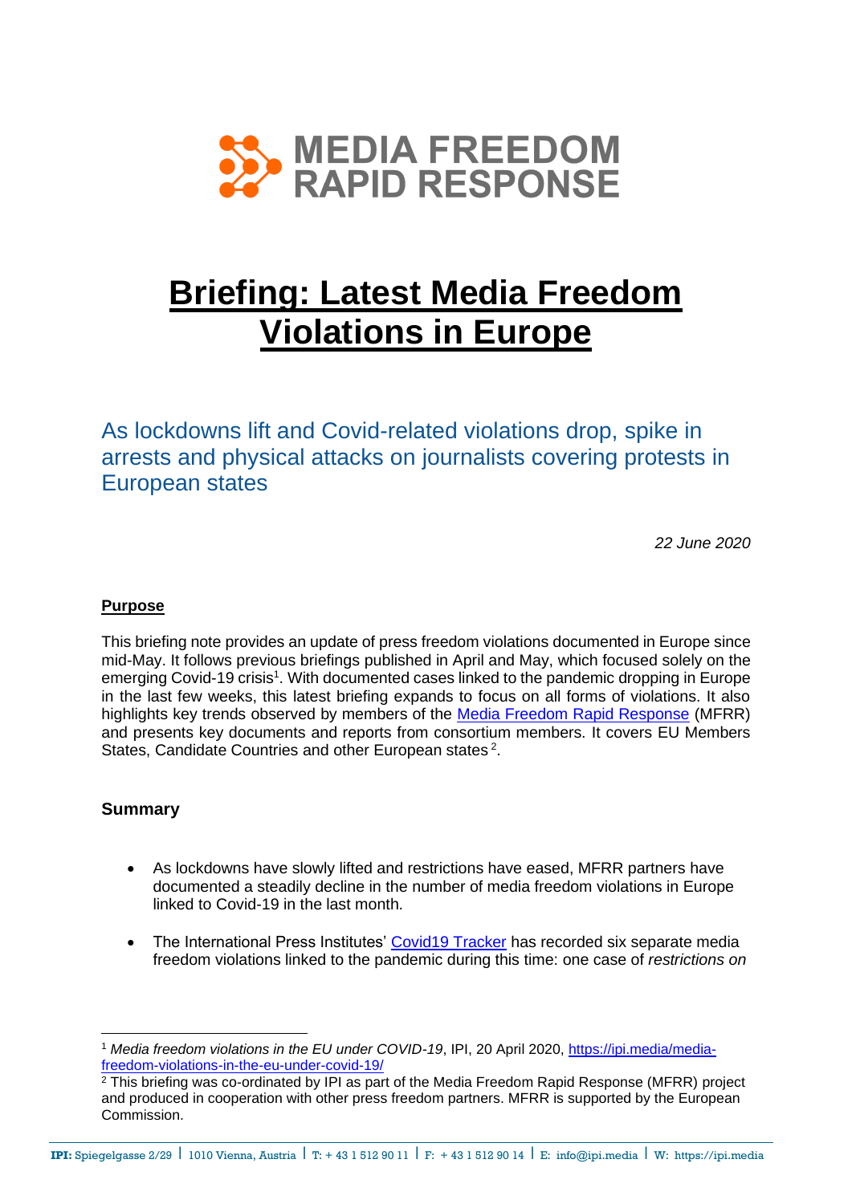MEDIA FREEDOM RAPID RESPONSE

# Briefing: Latest Media Freedom Violations in Europe

## As lockdowns lift and Covid-related violations drop, spike in arrests and physical attacks on journalists covering protests in European states

*22 June 2020*

### Purpose

This briefing note provides an update of press freedom violations documented in Europe since mid-May. It follows previous briefings published in April and May, which focused solely on the emerging Covid-19 crisis[1]. With documented cases linked to the pandemic dropping in Europe in the last few weeks, this latest briefing expands to focus on all forms of violations. It also highlights key trends observed by members of the Media Freedom Rapid Response (MFRR) and presents key documents and reports from consortium members. It covers EU Members States, Candidate Countries and other European states [2].

### Summary

- As lockdowns have slowly lifted and restrictions have eased, MFRR partners have documented a steadily decline in the number of media freedom violations in Europe linked to Covid-19 in the last month.
- The International Press Institutes' Covid19 Tracker has recorded six separate media freedom violations linked to the pandemic during this time: one case of *restrictions on*

---

[1] *Media freedom violations in the EU under COVID-19*, IPI, 20 April 2020, https://ipi.media/media-freedom-violations-in-the-eu-under-covid-19/

[2] This briefing was co-ordinated by IPI as part of the Media Freedom Rapid Response (MFRR) project and produced in cooperation with other press freedom partners. MFRR is supported by the European Commission.

IPI: Spiegelgasse 2/29 | 1010 Vienna, Austria | T: + 43 1 512 90 11 | F: + 43 1 512 90 14 | E: info@ipi.media | W: https://ipi.media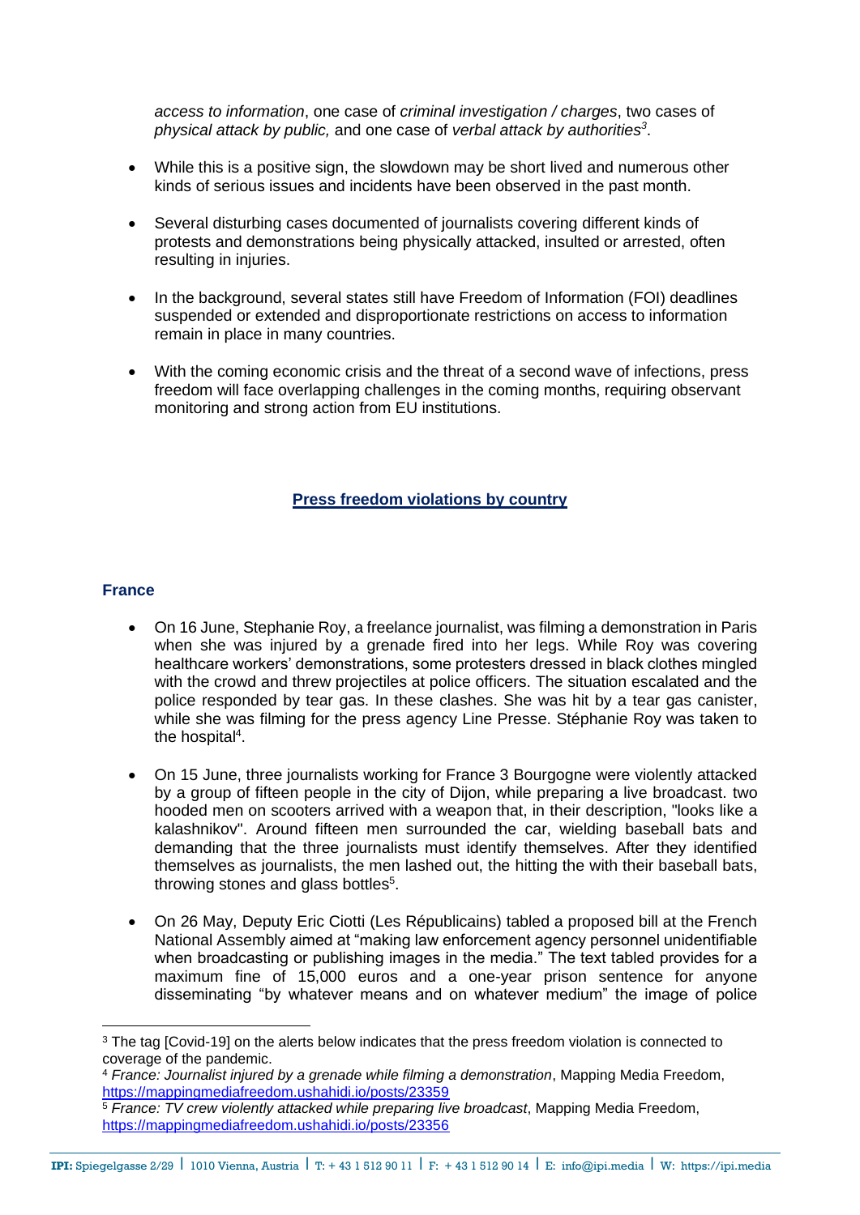*access to information*, one case of *criminal investigation / charges*, two cases of *physical attack by public,* and one case of *verbal attack by authorities*[3].

- While this is a positive sign, the slowdown may be short lived and numerous other kinds of serious issues and incidents have been observed in the past month.
- Several disturbing cases documented of journalists covering different kinds of protests and demonstrations being physically attacked, insulted or arrested, often resulting in injuries.
- In the background, several states still have Freedom of Information (FOI) deadlines suspended or extended and disproportionate restrictions on access to information remain in place in many countries.
- With the coming economic crisis and the threat of a second wave of infections, press freedom will face overlapping challenges in the coming months, requiring observant monitoring and strong action from EU institutions.

## Press freedom violations by country

### France

- On 16 June, Stephanie Roy, a freelance journalist, was filming a demonstration in Paris when she was injured by a grenade fired into her legs. While Roy was covering healthcare workers' demonstrations, some protesters dressed in black clothes mingled with the crowd and threw projectiles at police officers. The situation escalated and the police responded by tear gas. In these clashes. She was hit by a tear gas canister, while she was filming for the press agency Line Presse. Stéphanie Roy was taken to the hospital[4].
- On 15 June, three journalists working for France 3 Bourgogne were violently attacked by a group of fifteen people in the city of Dijon, while preparing a live broadcast. two hooded men on scooters arrived with a weapon that, in their description, "looks like a kalashnikov". Around fifteen men surrounded the car, wielding baseball bats and demanding that the three journalists must identify themselves. After they identified themselves as journalists, the men lashed out, the hitting the with their baseball bats, throwing stones and glass bottles[5].
- On 26 May, Deputy Eric Ciotti (Les Républicains) tabled a proposed bill at the French National Assembly aimed at "making law enforcement agency personnel unidentifiable when broadcasting or publishing images in the media." The text tabled provides for a maximum fine of 15,000 euros and a one-year prison sentence for anyone disseminating "by whatever means and on whatever medium" the image of police

---

[3] The tag [Covid-19] on the alerts below indicates that the press freedom violation is connected to coverage of the pandemic.

[4] *France: Journalist injured by a grenade while filming a demonstration*, Mapping Media Freedom, https://mappingmediafreedom.ushahidi.io/posts/23359

[5] *France: TV crew violently attacked while preparing live broadcast*, Mapping Media Freedom, https://mappingmediafreedom.ushahidi.io/posts/23356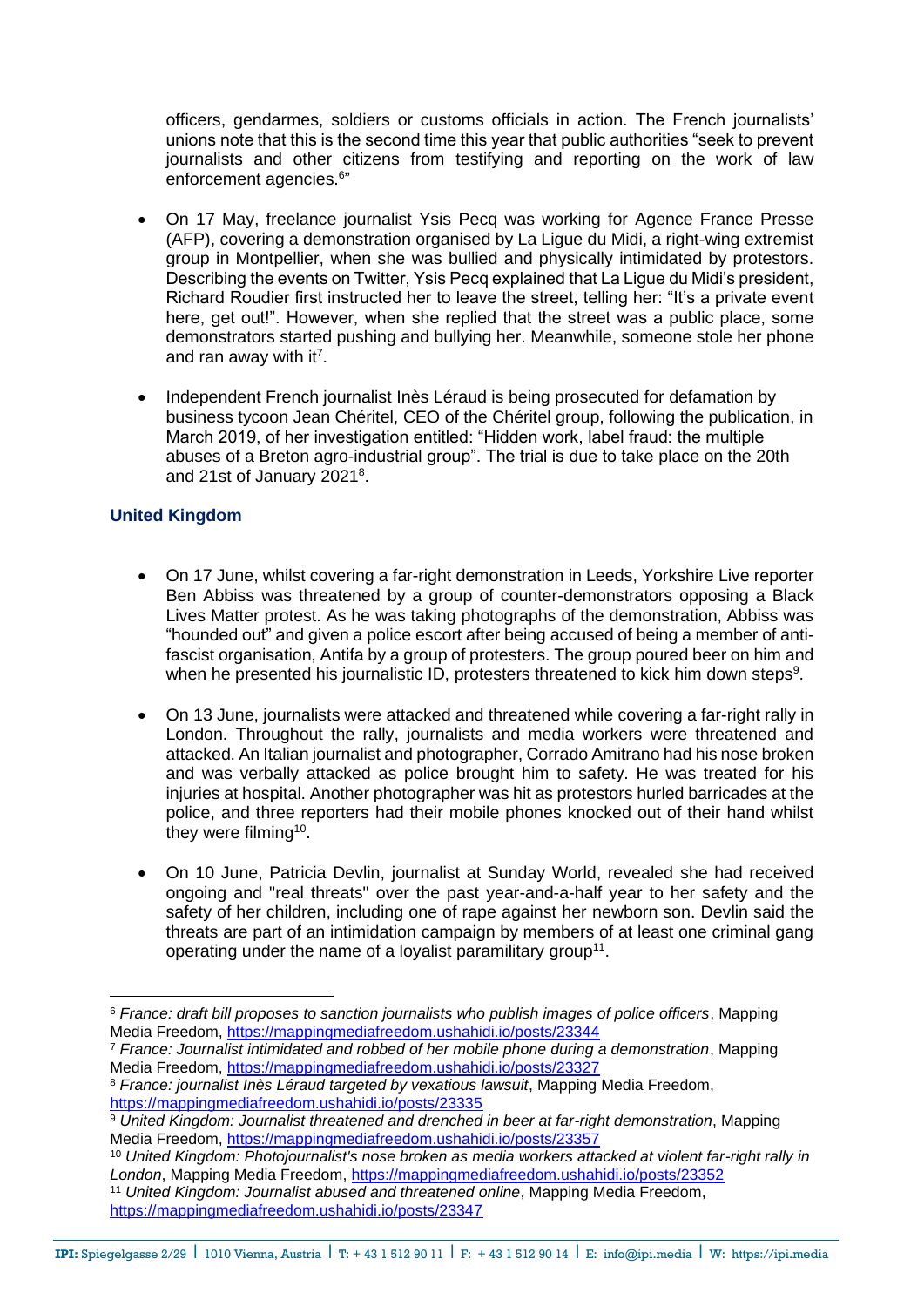officers, gendarmes, soldiers or customs officials in action. The French journalists' unions note that this is the second time this year that public authorities "seek to prevent journalists and other citizens from testifying and reporting on the work of law enforcement agencies.[6]"

- On 17 May, freelance journalist Ysis Pecq was working for Agence France Presse (AFP), covering a demonstration organised by La Ligue du Midi, a right-wing extremist group in Montpellier, when she was bullied and physically intimidated by protestors. Describing the events on Twitter, Ysis Pecq explained that La Ligue du Midi's president, Richard Roudier first instructed her to leave the street, telling her: "It's a private event here, get out!". However, when she replied that the street was a public place, some demonstrators started pushing and bullying her. Meanwhile, someone stole her phone and ran away with it[7].

- Independent French journalist Inès Léraud is being prosecuted for defamation by business tycoon Jean Chéritel, CEO of the Chéritel group, following the publication, in March 2019, of her investigation entitled: "Hidden work, label fraud: the multiple abuses of a Breton agro-industrial group". The trial is due to take place on the 20th and 21st of January 2021[8].

### United Kingdom

- On 17 June, whilst covering a far-right demonstration in Leeds, Yorkshire Live reporter Ben Abbiss was threatened by a group of counter-demonstrators opposing a Black Lives Matter protest. As he was taking photographs of the demonstration, Abbiss was "hounded out" and given a police escort after being accused of being a member of anti-fascist organisation, Antifa by a group of protesters. The group poured beer on him and when he presented his journalistic ID, protesters threatened to kick him down steps[9].

- On 13 June, journalists were attacked and threatened while covering a far-right rally in London. Throughout the rally, journalists and media workers were threatened and attacked. An Italian journalist and photographer, Corrado Amitrano had his nose broken and was verbally attacked as police brought him to safety. He was treated for his injuries at hospital. Another photographer was hit as protestors hurled barricades at the police, and three reporters had their mobile phones knocked out of their hand whilst they were filming[10].

- On 10 June, Patricia Devlin, journalist at Sunday World, revealed she had received ongoing and "real threats" over the past year-and-a-half year to her safety and the safety of her children, including one of rape against her newborn son. Devlin said the threats are part of an intimidation campaign by members of at least one criminal gang operating under the name of a loyalist paramilitary group[11].

---

[6] *France: draft bill proposes to sanction journalists who publish images of police officers*, Mapping Media Freedom, https://mappingmediafreedom.ushahidi.io/posts/23344

[7] *France: Journalist intimidated and robbed of her mobile phone during a demonstration*, Mapping Media Freedom, https://mappingmediafreedom.ushahidi.io/posts/23327

[8] *France: journalist Inès Léraud targeted by vexatious lawsuit*, Mapping Media Freedom, https://mappingmediafreedom.ushahidi.io/posts/23335

[9] *United Kingdom: Journalist threatened and drenched in beer at far-right demonstration*, Mapping Media Freedom, https://mappingmediafreedom.ushahidi.io/posts/23357

[10] *United Kingdom: Photojournalist's nose broken as media workers attacked at violent far-right rally in London*, Mapping Media Freedom, https://mappingmediafreedom.ushahidi.io/posts/23352

[11] *United Kingdom: Journalist abused and threatened online*, Mapping Media Freedom, https://mappingmediafreedom.ushahidi.io/posts/23347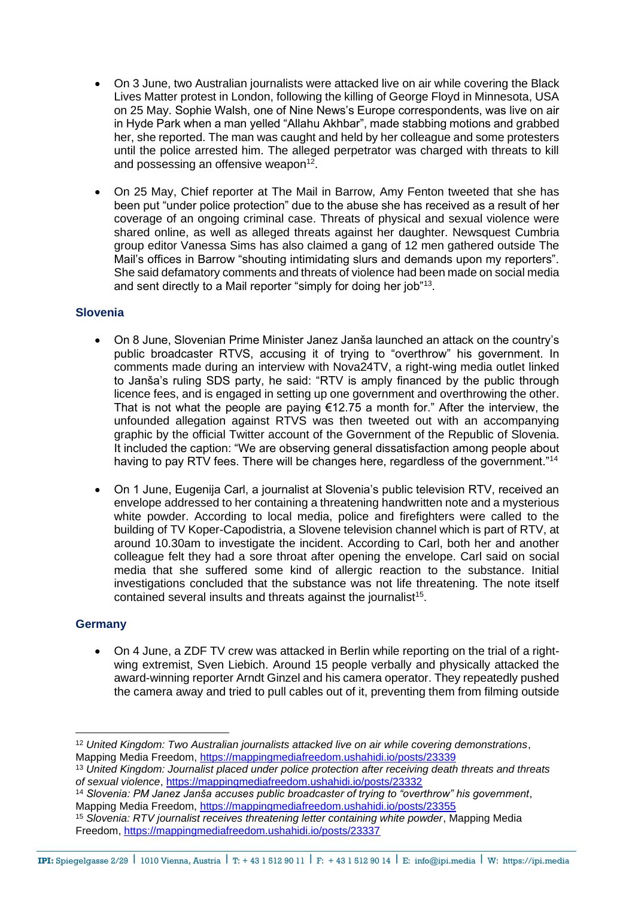- On 3 June, two Australian journalists were attacked live on air while covering the Black Lives Matter protest in London, following the killing of George Floyd in Minnesota, USA on 25 May. Sophie Walsh, one of Nine News's Europe correspondents, was live on air in Hyde Park when a man yelled "Allahu Akhbar", made stabbing motions and grabbed her, she reported. The man was caught and held by her colleague and some protesters until the police arrested him. The alleged perpetrator was charged with threats to kill and possessing an offensive weapon[12].

- On 25 May, Chief reporter at The Mail in Barrow, Amy Fenton tweeted that she has been put "under police protection" due to the abuse she has received as a result of her coverage of an ongoing criminal case. Threats of physical and sexual violence were shared online, as well as alleged threats against her daughter. Newsquest Cumbria group editor Vanessa Sims has also claimed a gang of 12 men gathered outside The Mail's offices in Barrow "shouting intimidating slurs and demands upon my reporters". She said defamatory comments and threats of violence had been made on social media and sent directly to a Mail reporter "simply for doing her job"[13].

### Slovenia

- On 8 June, Slovenian Prime Minister Janez Janša launched an attack on the country's public broadcaster RTVS, accusing it of trying to "overthrow" his government. In comments made during an interview with Nova24TV, a right-wing media outlet linked to Janša's ruling SDS party, he said: "RTV is amply financed by the public through licence fees, and is engaged in setting up one government and overthrowing the other. That is not what the people are paying €12.75 a month for." After the interview, the unfounded allegation against RTVS was then tweeted out with an accompanying graphic by the official Twitter account of the Government of the Republic of Slovenia. It included the caption: "We are observing general dissatisfaction among people about having to pay RTV fees. There will be changes here, regardless of the government."[14]

- On 1 June, Eugenija Carl, a journalist at Slovenia's public television RTV, received an envelope addressed to her containing a threatening handwritten note and a mysterious white powder. According to local media, police and firefighters were called to the building of TV Koper-Capodistria, a Slovene television channel which is part of RTV, at around 10.30am to investigate the incident. According to Carl, both her and another colleague felt they had a sore throat after opening the envelope. Carl said on social media that she suffered some kind of allergic reaction to the substance. Initial investigations concluded that the substance was not life threatening. The note itself contained several insults and threats against the journalist[15].

### Germany

- On 4 June, a ZDF TV crew was attacked in Berlin while reporting on the trial of a right-wing extremist, Sven Liebich. Around 15 people verbally and physically attacked the award-winning reporter Arndt Ginzel and his camera operator. They repeatedly pushed the camera away and tried to pull cables out of it, preventing them from filming outside

---

[12] *United Kingdom: Two Australian journalists attacked live on air while covering demonstrations*, Mapping Media Freedom, https://mappingmediafreedom.ushahidi.io/posts/23339

[13] *United Kingdom: Journalist placed under police protection after receiving death threats and threats of sexual violence*, https://mappingmediafreedom.ushahidi.io/posts/23332

[14] *Slovenia: PM Janez Janša accuses public broadcaster of trying to "overthrow" his government*, Mapping Media Freedom, https://mappingmediafreedom.ushahidi.io/posts/23355

[15] *Slovenia: RTV journalist receives threatening letter containing white powder*, Mapping Media Freedom, https://mappingmediafreedom.ushahidi.io/posts/23337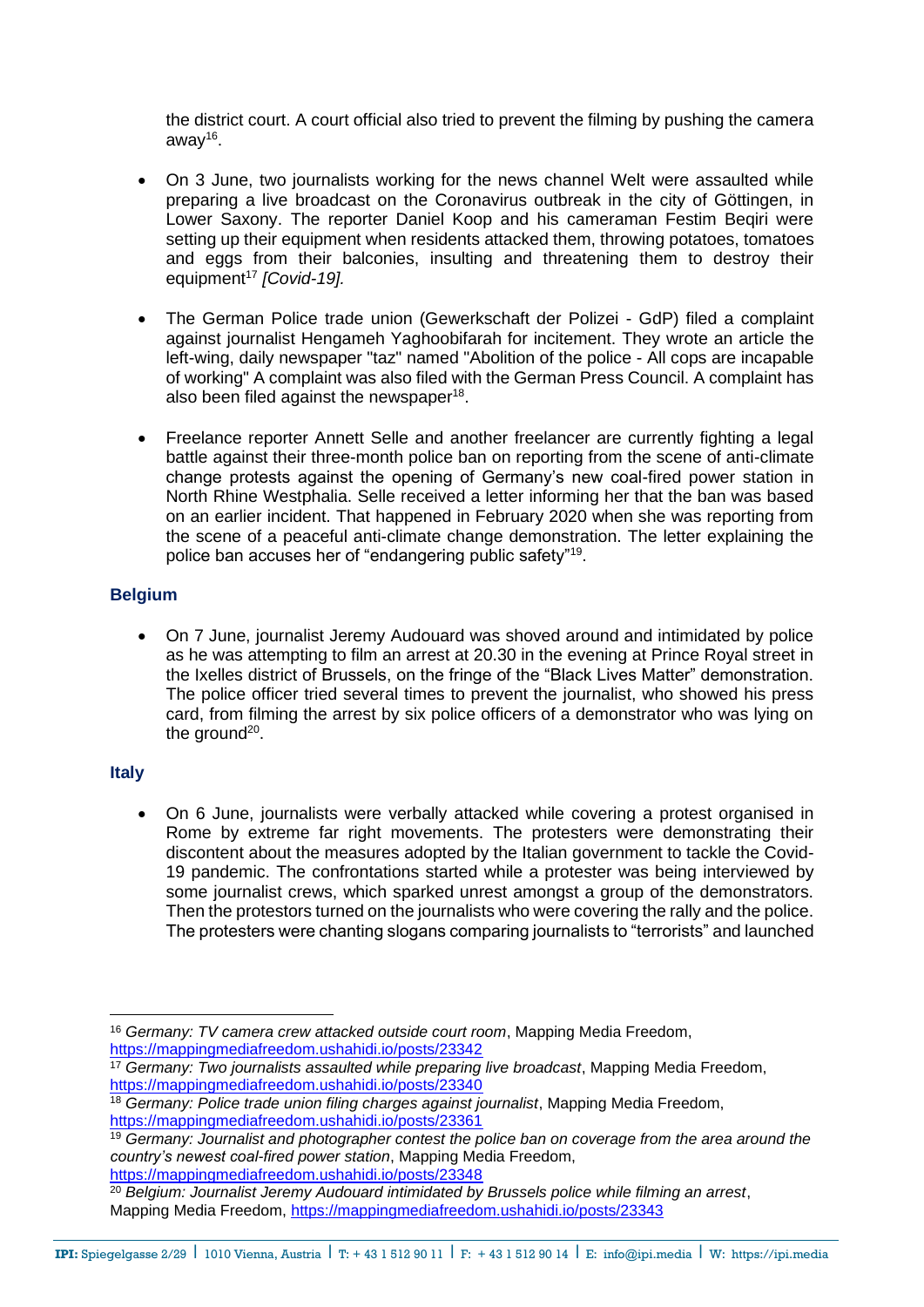the district court. A court official also tried to prevent the filming by pushing the camera away[16].

- On 3 June, two journalists working for the news channel Welt were assaulted while preparing a live broadcast on the Coronavirus outbreak in the city of Göttingen, in Lower Saxony. The reporter Daniel Koop and his cameraman Festim Beqiri were setting up their equipment when residents attacked them, throwing potatoes, tomatoes and eggs from their balconies, insulting and threatening them to destroy their equipment[17] *[Covid-19].*

- The German Police trade union (Gewerkschaft der Polizei - GdP) filed a complaint against journalist Hengameh Yaghoobifarah for incitement. They wrote an article the left-wing, daily newspaper "taz" named "Abolition of the police - All cops are incapable of working" A complaint was also filed with the German Press Council. A complaint has also been filed against the newspaper[18].

- Freelance reporter Annett Selle and another freelancer are currently fighting a legal battle against their three-month police ban on reporting from the scene of anti-climate change protests against the opening of Germany's new coal-fired power station in North Rhine Westphalia. Selle received a letter informing her that the ban was based on an earlier incident. That happened in February 2020 when she was reporting from the scene of a peaceful anti-climate change demonstration. The letter explaining the police ban accuses her of "endangering public safety"[19].

### Belgium

- On 7 June, journalist Jeremy Audouard was shoved around and intimidated by police as he was attempting to film an arrest at 20.30 in the evening at Prince Royal street in the Ixelles district of Brussels, on the fringe of the "Black Lives Matter" demonstration. The police officer tried several times to prevent the journalist, who showed his press card, from filming the arrest by six police officers of a demonstrator who was lying on the ground[20].

### Italy

- On 6 June, journalists were verbally attacked while covering a protest organised in Rome by extreme far right movements. The protesters were demonstrating their discontent about the measures adopted by the Italian government to tackle the Covid-19 pandemic. The confrontations started while a protester was being interviewed by some journalist crews, which sparked unrest amongst a group of the demonstrators. Then the protestors turned on the journalists who were covering the rally and the police. The protesters were chanting slogans comparing journalists to "terrorists" and launched

---

[16] *Germany: TV camera crew attacked outside court room*, Mapping Media Freedom, https://mappingmediafreedom.ushahidi.io/posts/23342

[17] *Germany: Two journalists assaulted while preparing live broadcast*, Mapping Media Freedom, https://mappingmediafreedom.ushahidi.io/posts/23340

[18] *Germany: Police trade union filing charges against journalist*, Mapping Media Freedom, https://mappingmediafreedom.ushahidi.io/posts/23361

[19] *Germany: Journalist and photographer contest the police ban on coverage from the area around the country's newest coal-fired power station*, Mapping Media Freedom, https://mappingmediafreedom.ushahidi.io/posts/23348

[20] *Belgium: Journalist Jeremy Audouard intimidated by Brussels police while filming an arrest*, Mapping Media Freedom, https://mappingmediafreedom.ushahidi.io/posts/23343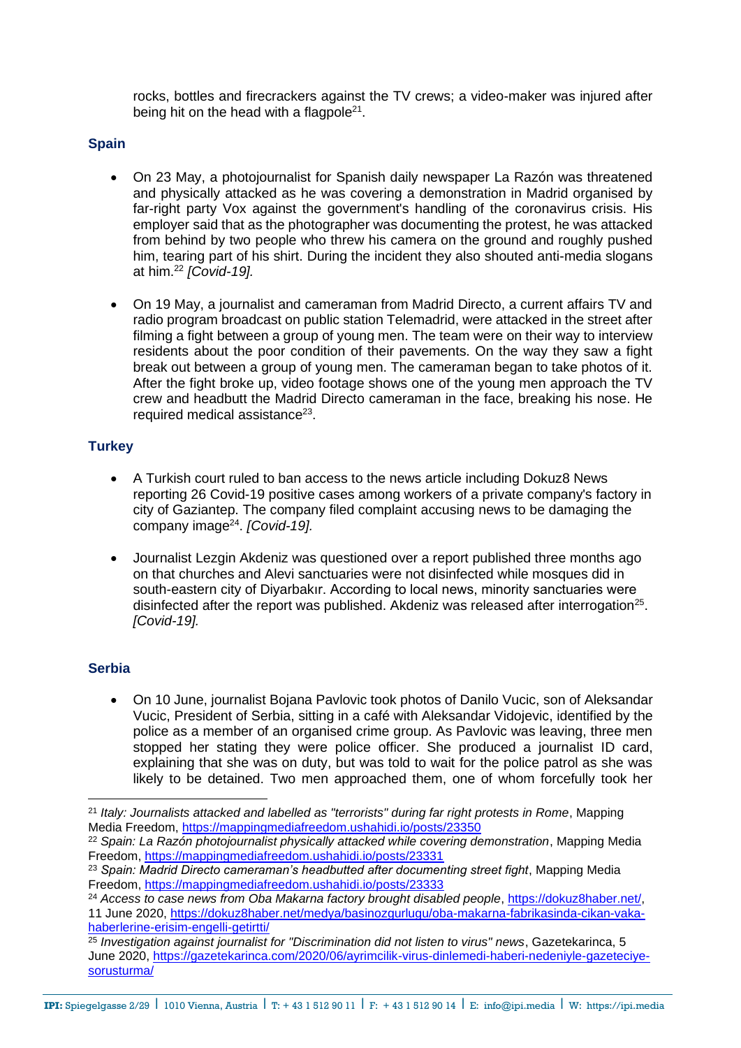rocks, bottles and firecrackers against the TV crews; a video-maker was injured after being hit on the head with a flagpole[21].

## Spain

- On 23 May, a photojournalist for Spanish daily newspaper La Razón was threatened and physically attacked as he was covering a demonstration in Madrid organised by far-right party Vox against the government's handling of the coronavirus crisis. His employer said that as the photographer was documenting the protest, he was attacked from behind by two people who threw his camera on the ground and roughly pushed him, tearing part of his shirt. During the incident they also shouted anti-media slogans at him.[22] *[Covid-19].*

- On 19 May, a journalist and cameraman from Madrid Directo, a current affairs TV and radio program broadcast on public station Telemadrid, were attacked in the street after filming a fight between a group of young men. The team were on their way to interview residents about the poor condition of their pavements. On the way they saw a fight break out between a group of young men. The cameraman began to take photos of it. After the fight broke up, video footage shows one of the young men approach the TV crew and headbutt the Madrid Directo cameraman in the face, breaking his nose. He required medical assistance[23].

## Turkey

- A Turkish court ruled to ban access to the news article including Dokuz8 News reporting 26 Covid-19 positive cases among workers of a private company's factory in city of Gaziantep. The company filed complaint accusing news to be damaging the company image[24]. *[Covid-19].*

- Journalist Lezgin Akdeniz was questioned over a report published three months ago on that churches and Alevi sanctuaries were not disinfected while mosques did in south-eastern city of Diyarbakır. According to local news, minority sanctuaries were disinfected after the report was published. Akdeniz was released after interrogation[25]. *[Covid-19].*

## Serbia

- On 10 June, journalist Bojana Pavlovic took photos of Danilo Vucic, son of Aleksandar Vucic, President of Serbia, sitting in a café with Aleksandar Vidojevic, identified by the police as a member of an organised crime group. As Pavlovic was leaving, three men stopped her stating they were police officer. She produced a journalist ID card, explaining that she was on duty, but was told to wait for the police patrol as she was likely to be detained. Two men approached them, one of whom forcefully took her

---

[21] *Italy: Journalists attacked and labelled as "terrorists" during far right protests in Rome*, Mapping Media Freedom, https://mappingmediafreedom.ushahidi.io/posts/23350

[22] *Spain: La Razón photojournalist physically attacked while covering demonstration*, Mapping Media Freedom, https://mappingmediafreedom.ushahidi.io/posts/23331

[23] *Spain: Madrid Directo cameraman's headbutted after documenting street fight*, Mapping Media Freedom, https://mappingmediafreedom.ushahidi.io/posts/23333

[24] *Access to case news from Oba Makarna factory brought disabled people*, https://dokuz8haber.net/, 11 June 2020, https://dokuz8haber.net/medya/basinozgurlugu/oba-makarna-fabrikasinda-cikan-vaka-haberlerine-erisim-engelli-getirtti/

[25] *Investigation against journalist for "Discrimination did not listen to virus" news*, Gazetekarinca, 5 June 2020, https://gazetekarinca.com/2020/06/ayrimcilik-virus-dinlemedi-haberi-nedeniyle-gazeteciye-sorusturma/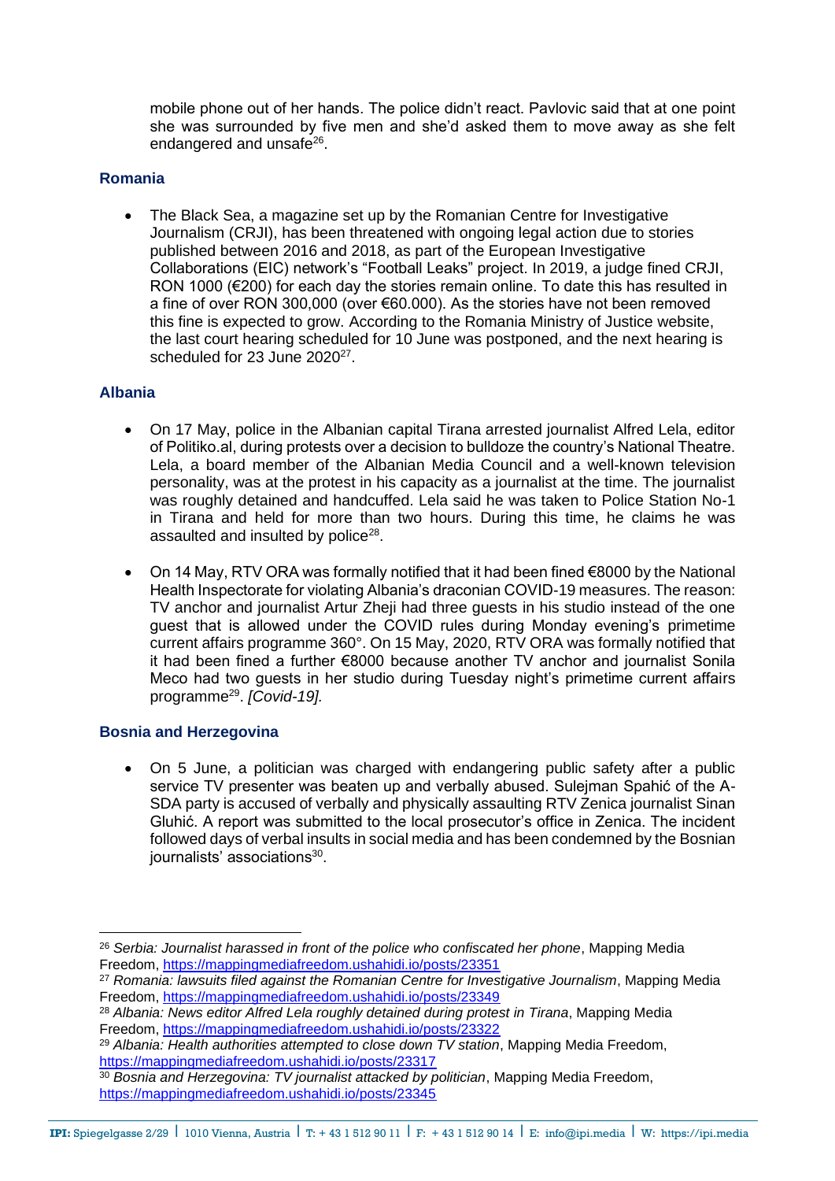mobile phone out of her hands. The police didn't react. Pavlovic said that at one point she was surrounded by five men and she'd asked them to move away as she felt endangered and unsafe[26].

### Romania

- The Black Sea, a magazine set up by the Romanian Centre for Investigative Journalism (CRJI), has been threatened with ongoing legal action due to stories published between 2016 and 2018, as part of the European Investigative Collaborations (EIC) network's "Football Leaks" project. In 2019, a judge fined CRJI, RON 1000 (€200) for each day the stories remain online. To date this has resulted in a fine of over RON 300,000 (over €60.000). As the stories have not been removed this fine is expected to grow. According to the Romania Ministry of Justice website, the last court hearing scheduled for 10 June was postponed, and the next hearing is scheduled for 23 June 2020[27].

### Albania

- On 17 May, police in the Albanian capital Tirana arrested journalist Alfred Lela, editor of Politiko.al, during protests over a decision to bulldoze the country's National Theatre. Lela, a board member of the Albanian Media Council and a well-known television personality, was at the protest in his capacity as a journalist at the time. The journalist was roughly detained and handcuffed. Lela said he was taken to Police Station No-1 in Tirana and held for more than two hours. During this time, he claims he was assaulted and insulted by police[28].

- On 14 May, RTV ORA was formally notified that it had been fined €8000 by the National Health Inspectorate for violating Albania's draconian COVID-19 measures. The reason: TV anchor and journalist Artur Zheji had three guests in his studio instead of the one guest that is allowed under the COVID rules during Monday evening's primetime current affairs programme 360°. On 15 May, 2020, RTV ORA was formally notified that it had been fined a further €8000 because another TV anchor and journalist Sonila Meco had two guests in her studio during Tuesday night's primetime current affairs programme[29]. *[Covid-19].*

### Bosnia and Herzegovina

- On 5 June, a politician was charged with endangering public safety after a public service TV presenter was beaten up and verbally abused. Sulejman Spahić of the A-SDA party is accused of verbally and physically assaulting RTV Zenica journalist Sinan Gluhić. A report was submitted to the local prosecutor's office in Zenica. The incident followed days of verbal insults in social media and has been condemned by the Bosnian journalists' associations[30].

---

[26] *Serbia: Journalist harassed in front of the police who confiscated her phone*, Mapping Media Freedom, https://mappingmediafreedom.ushahidi.io/posts/23351

[27] *Romania: lawsuits filed against the Romanian Centre for Investigative Journalism*, Mapping Media Freedom, https://mappingmediafreedom.ushahidi.io/posts/23349

[28] *Albania: News editor Alfred Lela roughly detained during protest in Tirana*, Mapping Media Freedom, https://mappingmediafreedom.ushahidi.io/posts/23322

[29] *Albania: Health authorities attempted to close down TV station*, Mapping Media Freedom, https://mappingmediafreedom.ushahidi.io/posts/23317

[30] *Bosnia and Herzegovina: TV journalist attacked by politician*, Mapping Media Freedom, https://mappingmediafreedom.ushahidi.io/posts/23345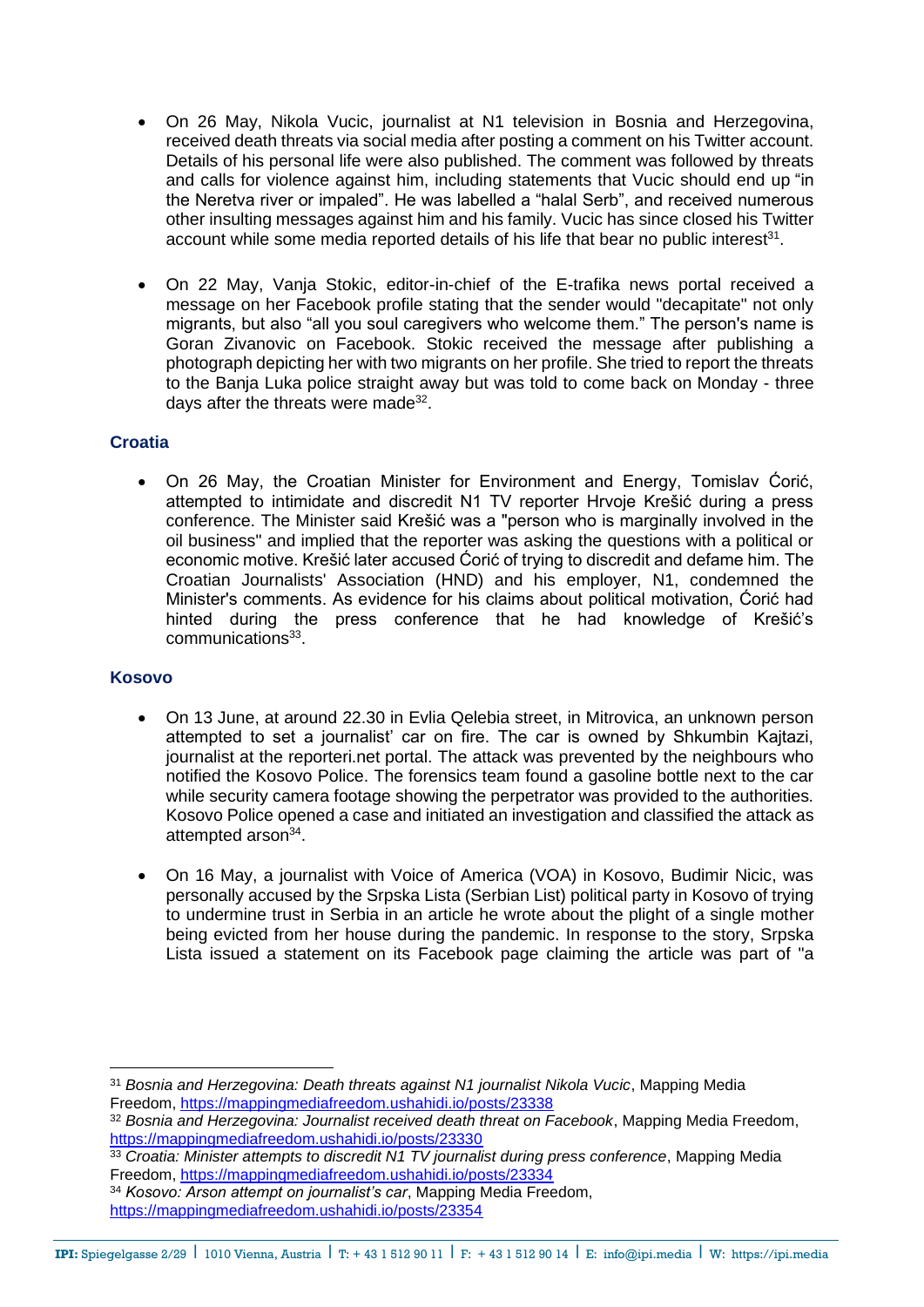- On 26 May, Nikola Vucic, journalist at N1 television in Bosnia and Herzegovina, received death threats via social media after posting a comment on his Twitter account. Details of his personal life were also published. The comment was followed by threats and calls for violence against him, including statements that Vucic should end up "in the Neretva river or impaled". He was labelled a "halal Serb", and received numerous other insulting messages against him and his family. Vucic has since closed his Twitter account while some media reported details of his life that bear no public interest[31].

- On 22 May, Vanja Stokic, editor-in-chief of the E-trafika news portal received a message on her Facebook profile stating that the sender would "decapitate" not only migrants, but also "all you soul caregivers who welcome them." The person's name is Goran Zivanovic on Facebook. Stokic received the message after publishing a photograph depicting her with two migrants on her profile. She tried to report the threats to the Banja Luka police straight away but was told to come back on Monday - three days after the threats were made[32].

### Croatia

- On 26 May, the Croatian Minister for Environment and Energy, Tomislav Ćorić, attempted to intimidate and discredit N1 TV reporter Hrvoje Krešić during a press conference. The Minister said Krešić was a "person who is marginally involved in the oil business" and implied that the reporter was asking the questions with a political or economic motive. Krešić later accused Ćorić of trying to discredit and defame him. The Croatian Journalists' Association (HND) and his employer, N1, condemned the Minister's comments. As evidence for his claims about political motivation, Ćorić had hinted during the press conference that he had knowledge of Krešić's communications[33].

### Kosovo

- On 13 June, at around 22.30 in Evlia Qelebia street, in Mitrovica, an unknown person attempted to set a journalist' car on fire. The car is owned by Shkumbin Kajtazi, journalist at the reporteri.net portal. The attack was prevented by the neighbours who notified the Kosovo Police. The forensics team found a gasoline bottle next to the car while security camera footage showing the perpetrator was provided to the authorities. Kosovo Police opened a case and initiated an investigation and classified the attack as attempted arson[34].

- On 16 May, a journalist with Voice of America (VOA) in Kosovo, Budimir Nicic, was personally accused by the Srpska Lista (Serbian List) political party in Kosovo of trying to undermine trust in Serbia in an article he wrote about the plight of a single mother being evicted from her house during the pandemic. In response to the story, Srpska Lista issued a statement on its Facebook page claiming the article was part of "a

---

[31] *Bosnia and Herzegovina: Death threats against N1 journalist Nikola Vucic*, Mapping Media Freedom, https://mappingmediafreedom.ushahidi.io/posts/23338

[32] *Bosnia and Herzegovina: Journalist received death threat on Facebook*, Mapping Media Freedom, https://mappingmediafreedom.ushahidi.io/posts/23330

[33] *Croatia: Minister attempts to discredit N1 TV journalist during press conference*, Mapping Media Freedom, https://mappingmediafreedom.ushahidi.io/posts/23334

[34] *Kosovo: Arson attempt on journalist's car*, Mapping Media Freedom, https://mappingmediafreedom.ushahidi.io/posts/23354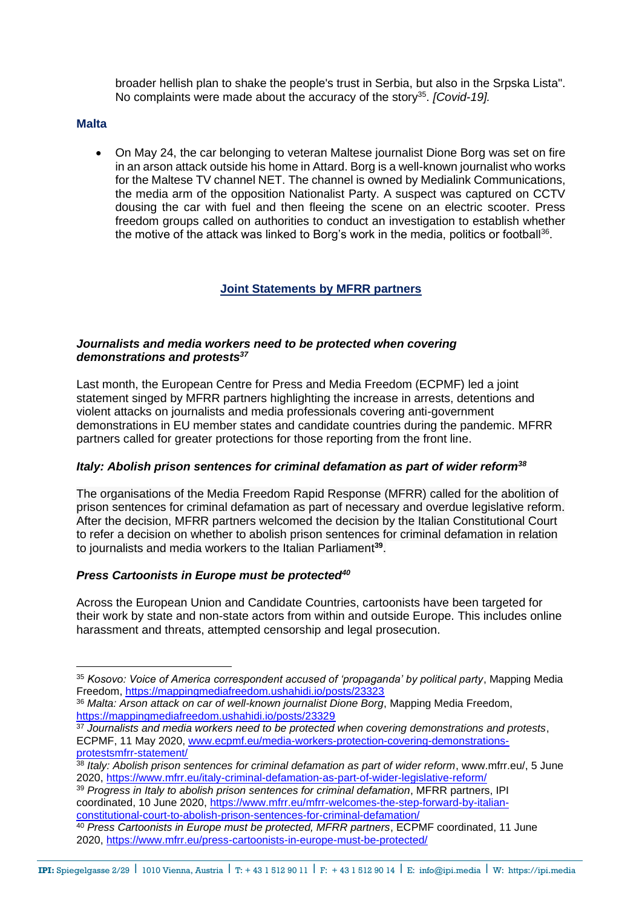broader hellish plan to shake the people's trust in Serbia, but also in the Srpska Lista". No complaints were made about the accuracy of the story[35]. *[Covid-19].*

### Malta

- On May 24, the car belonging to veteran Maltese journalist Dione Borg was set on fire in an arson attack outside his home in Attard. Borg is a well-known journalist who works for the Maltese TV channel NET. The channel is owned by Medialink Communications, the media arm of the opposition Nationalist Party. A suspect was captured on CCTV dousing the car with fuel and then fleeing the scene on an electric scooter. Press freedom groups called on authorities to conduct an investigation to establish whether the motive of the attack was linked to Borg's work in the media, politics or football[36].

## Joint Statements by MFRR partners

### *Journalists and media workers need to be protected when covering demonstrations and protests[37]*

Last month, the European Centre for Press and Media Freedom (ECPMF) led a joint statement singed by MFRR partners highlighting the increase in arrests, detentions and violent attacks on journalists and media professionals covering anti-government demonstrations in EU member states and candidate countries during the pandemic. MFRR partners called for greater protections for those reporting from the front line.

### *Italy: Abolish prison sentences for criminal defamation as part of wider reform[38]*

The organisations of the Media Freedom Rapid Response (MFRR) called for the abolition of prison sentences for criminal defamation as part of necessary and overdue legislative reform. After the decision, MFRR partners welcomed the decision by the Italian Constitutional Court to refer a decision on whether to abolish prison sentences for criminal defamation in relation to journalists and media workers to the Italian Parliament[39].

### *Press Cartoonists in Europe must be protected[40]*

Across the European Union and Candidate Countries, cartoonists have been targeted for their work by state and non-state actors from within and outside Europe. This includes online harassment and threats, attempted censorship and legal prosecution.

---

[35] *Kosovo: Voice of America correspondent accused of 'propaganda' by political party*, Mapping Media Freedom, https://mappingmediafreedom.ushahidi.io/posts/23323

[36] *Malta: Arson attack on car of well-known journalist Dione Borg*, Mapping Media Freedom, https://mappingmediafreedom.ushahidi.io/posts/23329

[37] *Journalists and media workers need to be protected when covering demonstrations and protests*, ECPMF, 11 May 2020, www.ecpmf.eu/media-workers-protection-covering-demonstrations-protestsmfrr-statement/

[38] *Italy: Abolish prison sentences for criminal defamation as part of wider reform*, www.mfrr.eu/, 5 June 2020, https://www.mfrr.eu/italy-criminal-defamation-as-part-of-wider-legislative-reform/

[39] *Progress in Italy to abolish prison sentences for criminal defamation*, MFRR partners, IPI coordinated, 10 June 2020, https://www.mfrr.eu/mfrr-welcomes-the-step-forward-by-italian-constitutional-court-to-abolish-prison-sentences-for-criminal-defamation/

[40] *Press Cartoonists in Europe must be protected, MFRR partners*, ECPMF coordinated, 11 June 2020, https://www.mfrr.eu/press-cartoonists-in-europe-must-be-protected/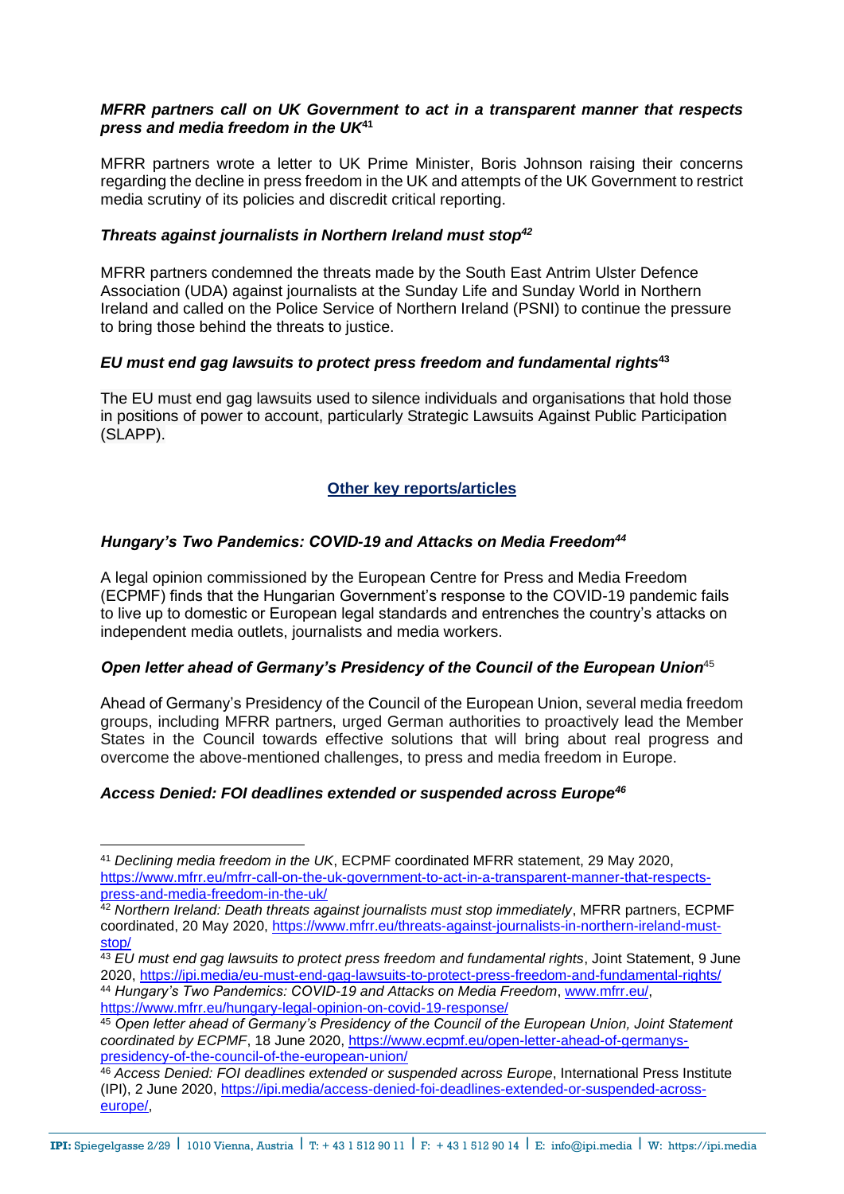***MFRR partners call on UK Government to act in a transparent manner that respects press and media freedom in the UK***[41]

MFRR partners wrote a letter to UK Prime Minister, Boris Johnson raising their concerns regarding the decline in press freedom in the UK and attempts of the UK Government to restrict media scrutiny of its policies and discredit critical reporting.

***Threats against journalists in Northern Ireland must stop***[42]

MFRR partners condemned the threats made by the South East Antrim Ulster Defence Association (UDA) against journalists at the Sunday Life and Sunday World in Northern Ireland and called on the Police Service of Northern Ireland (PSNI) to continue the pressure to bring those behind the threats to justice.

***EU must end gag lawsuits to protect press freedom and fundamental rights***[43]

The EU must end gag lawsuits used to silence individuals and organisations that hold those in positions of power to account, particularly Strategic Lawsuits Against Public Participation (SLAPP).

## Other key reports/articles

***Hungary's Two Pandemics: COVID-19 and Attacks on Media Freedom***[44]

A legal opinion commissioned by the European Centre for Press and Media Freedom (ECPMF) finds that the Hungarian Government's response to the COVID-19 pandemic fails to live up to domestic or European legal standards and entrenches the country's attacks on independent media outlets, journalists and media workers.

***Open letter ahead of Germany's Presidency of the Council of the European Union***[45]

Ahead of Germany's Presidency of the Council of the European Union, several media freedom groups, including MFRR partners, urged German authorities to proactively lead the Member States in the Council towards effective solutions that will bring about real progress and overcome the above-mentioned challenges, to press and media freedom in Europe.

***Access Denied: FOI deadlines extended or suspended across Europe***[46]

---

[41] *Declining media freedom in the UK*, ECPMF coordinated MFRR statement, 29 May 2020, https://www.mfrr.eu/mfrr-call-on-the-uk-government-to-act-in-a-transparent-manner-that-respects-press-and-media-freedom-in-the-uk/

[42] *Northern Ireland: Death threats against journalists must stop immediately*, MFRR partners, ECPMF coordinated, 20 May 2020, https://www.mfrr.eu/threats-against-journalists-in-northern-ireland-must-stop/

[43] *EU must end gag lawsuits to protect press freedom and fundamental rights*, Joint Statement, 9 June 2020, https://ipi.media/eu-must-end-gag-lawsuits-to-protect-press-freedom-and-fundamental-rights/

[44] *Hungary's Two Pandemics: COVID-19 and Attacks on Media Freedom*, www.mfrr.eu/, https://www.mfrr.eu/hungary-legal-opinion-on-covid-19-response/

[45] *Open letter ahead of Germany's Presidency of the Council of the European Union, Joint Statement coordinated by ECPMF*, 18 June 2020, https://www.ecpmf.eu/open-letter-ahead-of-germanys-presidency-of-the-council-of-the-european-union/

[46] *Access Denied: FOI deadlines extended or suspended across Europe*, International Press Institute (IPI), 2 June 2020, https://ipi.media/access-denied-foi-deadlines-extended-or-suspended-across-europe/,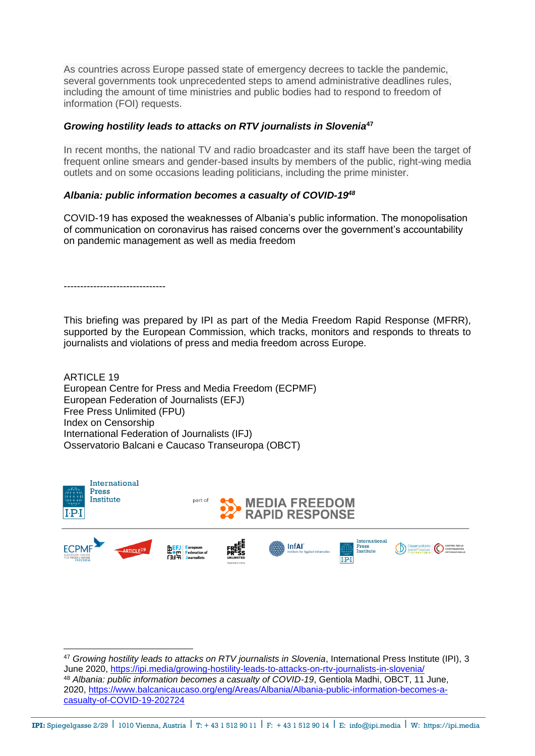As countries across Europe passed state of emergency decrees to tackle the pandemic, several governments took unprecedented steps to amend administrative deadlines rules, including the amount of time ministries and public bodies had to respond to freedom of information (FOI) requests.

***Growing hostility leads to attacks on RTV journalists in Slovenia***[47]

In recent months, the national TV and radio broadcaster and its staff have been the target of frequent online smears and gender-based insults by members of the public, right-wing media outlets and on some occasions leading politicians, including the prime minister.

***Albania: public information becomes a casualty of COVID-19***[48]

COVID-19 has exposed the weaknesses of Albania's public information. The monopolisation of communication on coronavirus has raised concerns over the government's accountability on pandemic management as well as media freedom

-------------------------------

This briefing was prepared by IPI as part of the Media Freedom Rapid Response (MFRR), supported by the European Commission, which tracks, monitors and responds to threats to journalists and violations of press and media freedom across Europe.

ARTICLE 19
European Centre for Press and Media Freedom (ECPMF)
European Federation of Journalists (EFJ)
Free Press Unlimited (FPU)
Index on Censorship
International Federation of Journalists (IFJ)
Osservatorio Balcani e Caucaso Transeuropa (OBCT)

International Press Institute

part of MEDIA FREEDOM RAPID RESPONSE

ECPMF | ARTICLE 19 | European Federation of Journalists | Free Press Unlimited | InfAI Institute for Applied Informatics | International Press Institute | Osservatorio balcani caucaso transeuropa | Centro per la Cooperazione Internazionale

---

[47] *Growing hostility leads to attacks on RTV journalists in Slovenia*, International Press Institute (IPI), 3 June 2020, https://ipi.media/growing-hostility-leads-to-attacks-on-rtv-journalists-in-slovenia/

[48] *Albania: public information becomes a casualty of COVID-19*, Gentiola Madhi, OBCT, 11 June, 2020, https://www.balcanicaucaso.org/eng/Areas/Albania/Albania-public-information-becomes-a-casualty-of-COVID-19-202724